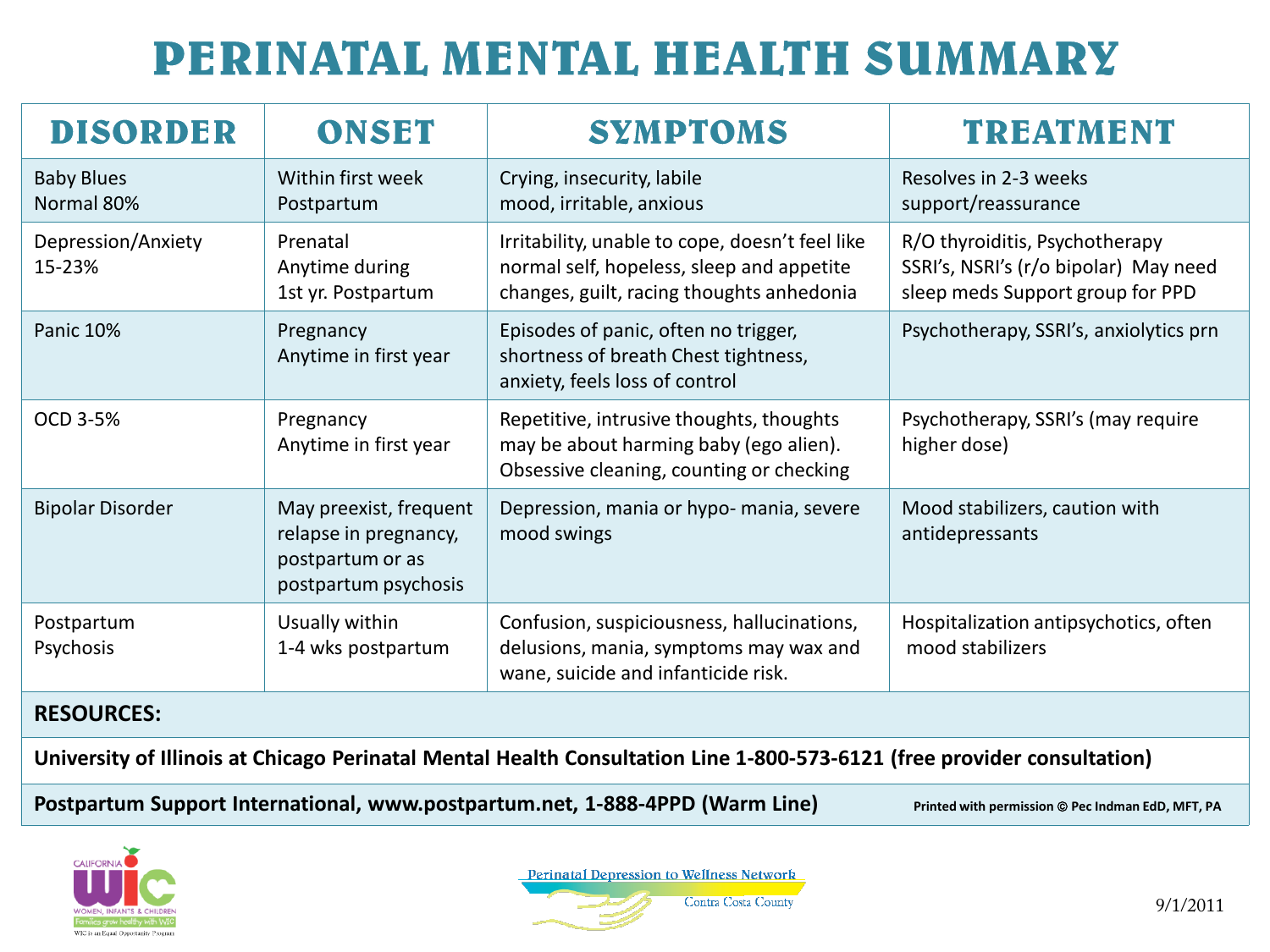# PERINATAL MENTAL HEALTH SUMMARY

| DISORDER | ONSET | SYMPTOMS | TREATMENT |
|---|---|---|---|
| Baby Blues Normal 80% | Within first week Postpartum | Crying, insecurity, labile mood, irritable, anxious | Resolves in 2-3 weeks support/reassurance |
| Depression/Anxiety 15-23% | Prenatal Anytime during 1st yr. Postpartum | Irritability, unable to cope, doesn't feel like normal self, hopeless, sleep and appetite changes, guilt, racing thoughts anhedonia | R/O thyroiditis, Psychotherapy SSRI's, NSRI's (r/o bipolar) May need sleep meds Support group for PPD |
| Panic 10% | Pregnancy Anytime in first year | Episodes of panic, often no trigger, shortness of breath Chest tightness, anxiety, feels loss of control | Psychotherapy, SSRI's, anxiolytics prn |
| OCD 3-5% | Pregnancy Anytime in first year | Repetitive, intrusive thoughts, thoughts may be about harming baby (ego alien). Obsessive cleaning, counting or checking | Psychotherapy, SSRI's (may require higher dose) |
| Bipolar Disorder | May preexist, frequent relapse in pregnancy, postpartum or as postpartum psychosis | Depression, mania or hypo- mania, severe mood swings | Mood stabilizers, caution with antidepressants |
| Postpartum Psychosis | Usually within 1-4 wks postpartum | Confusion, suspiciousness, hallucinations, delusions, mania, symptoms may wax and wane, suicide and infanticide risk. | Hospitalization antipsychotics, often mood stabilizers |

**RESOURCES:**

**University of Illinois at Chicago Perinatal Mental Health Consultation Line 1-800-573-6121 (free provider consultation)**

**Postpartum Support International, www.postpartum.net, 1-888-4PPD (Warm Line)**

**Printed with permission © Pec Indman EdD, MFT, PA**

CALIFORNIA WIC — WOMEN, INFANTS & CHILDREN — Families grow healthy with WIC — WIC is an Equal Opportunity Program

Perinatal Depression to Wellness Network — Contra Costa County

9/1/2011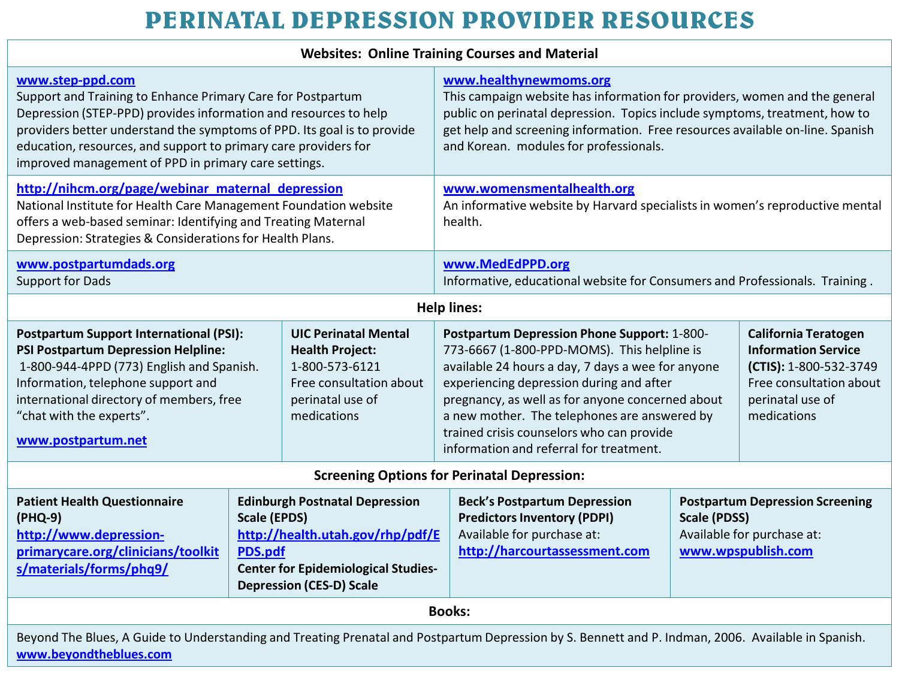# PERINATAL DEPRESSION PROVIDER RESOURCES

## Websites: Online Training Courses and Material

| | |
|---|---|
| **www.step-ppd.com**<br>Support and Training to Enhance Primary Care for Postpartum Depression (STEP-PPD) provides information and resources to help providers better understand the symptoms of PPD. Its goal is to provide education, resources, and support to primary care providers for improved management of PPD in primary care settings. | **www.healthynewmoms.org**<br>This campaign website has information for providers, women and the general public on perinatal depression. Topics include symptoms, treatment, how to get help and screening information. Free resources available on-line. Spanish and Korean. modules for professionals. |
| **http://nihcm.org/page/webinar_maternal_depression**<br>National Institute for Health Care Management Foundation website offers a web-based seminar: Identifying and Treating Maternal Depression: Strategies & Considerations for Health Plans. | **www.womensmentalhealth.org**<br>An informative website by Harvard specialists in women's reproductive mental health. |
| **www.postpartumdads.org**<br>Support for Dads | **www.MedEdPPD.org**<br>Informative, educational website for Consumers and Professionals. Training . |

## Help lines:

| | | | |
|---|---|---|---|
| **Postpartum Support International (PSI): PSI Postpartum Depression Helpline:** 1-800-944-4PPD (773) English and Spanish. Information, telephone support and international directory of members, free "chat with the experts".<br><br>**www.postpartum.net** | **UIC Perinatal Mental Health Project:**<br>1-800-573-6121<br>Free consultation about perinatal use of medications | **Postpartum Depression Phone Support:** 1-800-773-6667 (1-800-PPD-MOMS). This helpline is available 24 hours a day, 7 days a wee for anyone experiencing depression during and after pregnancy, as well as for anyone concerned about a new mother. The telephones are answered by trained crisis counselors who can provide information and referral for treatment. | **California Teratogen Information Service (CTIS):** 1-800-532-3749<br>Free consultation about perinatal use of medications |

## Screening Options for Perinatal Depression:

| | | | |
|---|---|---|---|
| **Patient Health Questionnaire (PHQ-9)**<br>**http://www.depression-primarycare.org/clinicians/toolkits/materials/forms/phq9/** | **Edinburgh Postnatal Depression Scale (EPDS)**<br>**http://health.utah.gov/rhp/pdf/EPDS.pdf**<br>**Center for Epidemiological Studies-Depression (CES-D) Scale** | **Beck's Postpartum Depression Predictors Inventory (PDPI)**<br>Available for purchase at:<br>**http://harcourtassessment.com** | **Postpartum Depression Screening Scale (PDSS)**<br>Available for purchase at:<br>**www.wpspublish.com** |

## Books:

Beyond The Blues, A Guide to Understanding and Treating Prenatal and Postpartum Depression by S. Bennett and P. Indman, 2006. Available in Spanish.
**www.beyondtheblues.com**